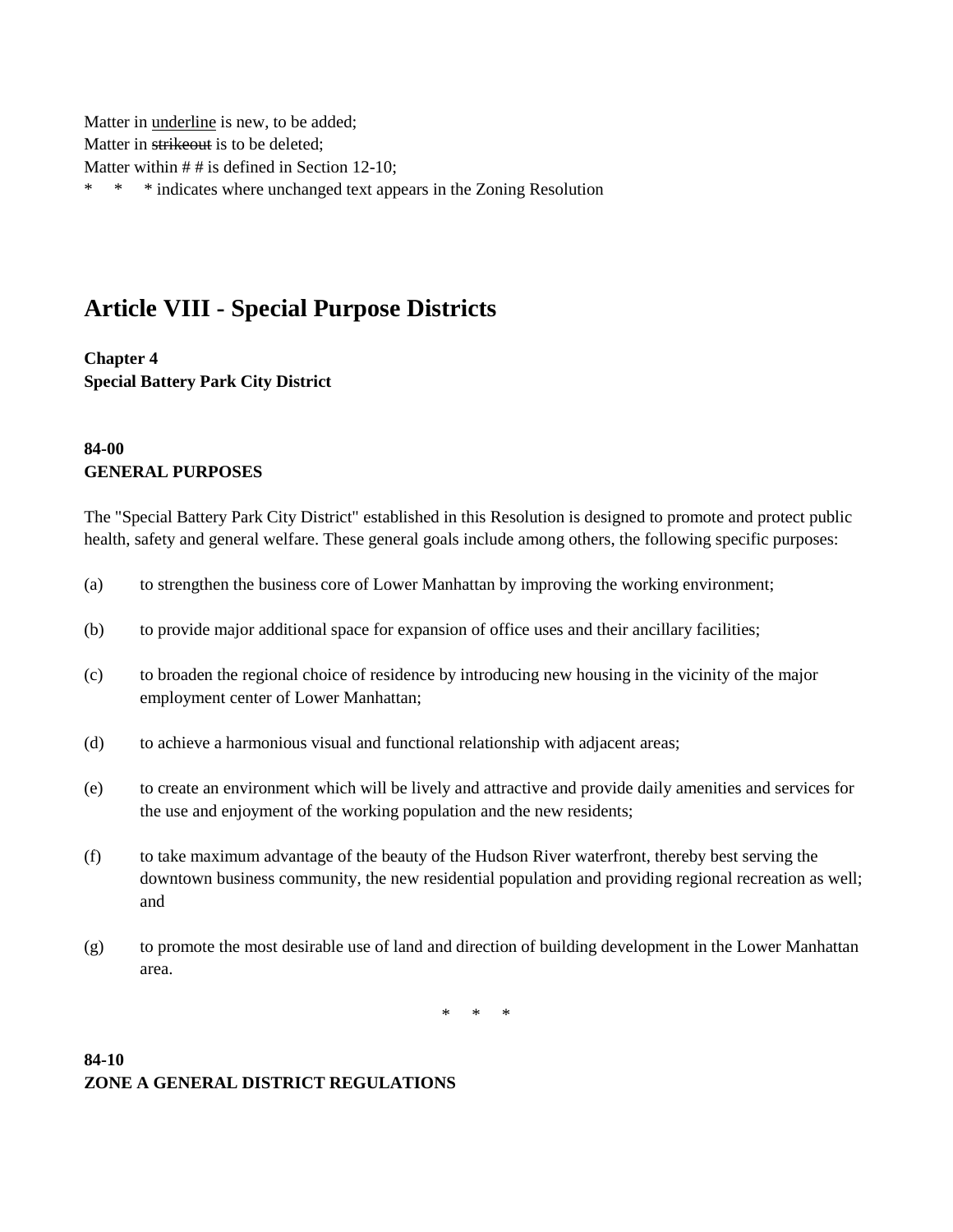Matter in <u>underline</u> is new, to be added;
Matter in ~~strikeout~~ is to be deleted;
Matter within # # is defined in Section 12-10;
\* \* \* indicates where unchanged text appears in the Zoning Resolution

# Article VIII - Special Purpose Districts

**Chapter 4**
**Special Battery Park City District**

**84-00**
**GENERAL PURPOSES**

The "Special Battery Park City District" established in this Resolution is designed to promote and protect public health, safety and general welfare. These general goals include among others, the following specific purposes:

(a) to strengthen the business core of Lower Manhattan by improving the working environment;

(b) to provide major additional space for expansion of office uses and their ancillary facilities;

(c) to broaden the regional choice of residence by introducing new housing in the vicinity of the major employment center of Lower Manhattan;

(d) to achieve a harmonious visual and functional relationship with adjacent areas;

(e) to create an environment which will be lively and attractive and provide daily amenities and services for the use and enjoyment of the working population and the new residents;

(f) to take maximum advantage of the beauty of the Hudson River waterfront, thereby best serving the downtown business community, the new residential population and providing regional recreation as well; and

(g) to promote the most desirable use of land and direction of building development in the Lower Manhattan area.

\* \* \*

**84-10**
**ZONE A GENERAL DISTRICT REGULATIONS**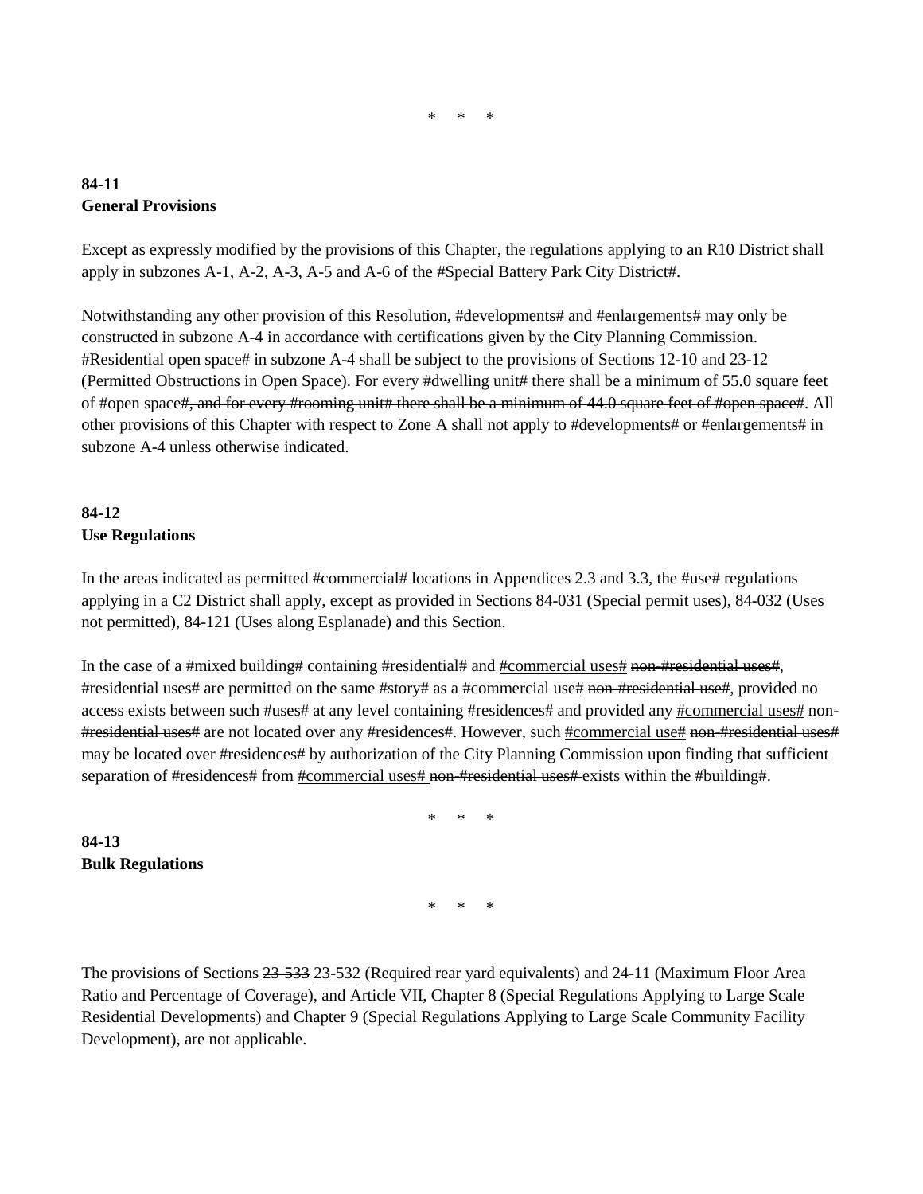\* \* \*

**84-11**
**General Provisions**

Except as expressly modified by the provisions of this Chapter, the regulations applying to an R10 District shall apply in subzones A-1, A-2, A-3, A-5 and A-6 of the #Special Battery Park City District#.

Notwithstanding any other provision of this Resolution, #developments# and #enlargements# may only be constructed in subzone A-4 in accordance with certifications given by the City Planning Commission. #Residential open space# in subzone A-4 shall be subject to the provisions of Sections 12-10 and 23-12 (Permitted Obstructions in Open Space). For every #dwelling unit# there shall be a minimum of 55.0 square feet of #open space#~~, and for every #rooming unit# there shall be a minimum of 44.0 square feet of #open space#~~. All other provisions of this Chapter with respect to Zone A shall not apply to #developments# or #enlargements# in subzone A-4 unless otherwise indicated.

**84-12**
**Use Regulations**

In the areas indicated as permitted #commercial# locations in Appendices 2.3 and 3.3, the #use# regulations applying in a C2 District shall apply, except as provided in Sections 84-031 (Special permit uses), 84-032 (Uses not permitted), 84-121 (Uses along Esplanade) and this Section.

In the case of a #mixed building# containing #residential# and <u>#commercial uses#</u> ~~non-#residential uses#~~, #residential uses# are permitted on the same #story# as a <u>#commercial use#</u> ~~non-#residential use#~~, provided no access exists between such #uses# at any level containing #residences# and provided any <u>#commercial uses#</u> ~~non-#residential uses#~~ are not located over any #residences#. However, such <u>#commercial use#</u> ~~non-#residential uses#~~ may be located over #residences# by authorization of the City Planning Commission upon finding that sufficient separation of #residences# from <u>#commercial uses#</u> ~~non-#residential uses#~~ exists within the #building#.

\* \* \*

**84-13**
**Bulk Regulations**

\* \* \*

The provisions of Sections ~~23-533~~ <u>23-532</u> (Required rear yard equivalents) and 24-11 (Maximum Floor Area Ratio and Percentage of Coverage), and Article VII, Chapter 8 (Special Regulations Applying to Large Scale Residential Developments) and Chapter 9 (Special Regulations Applying to Large Scale Community Facility Development), are not applicable.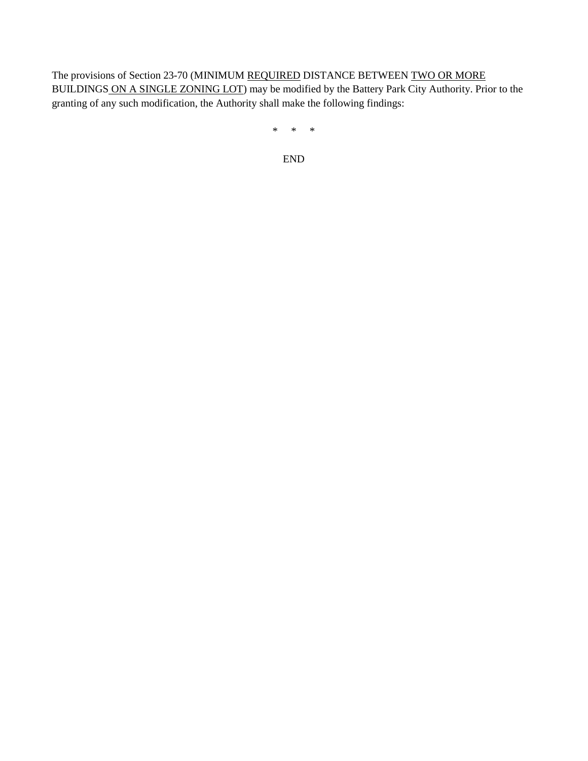The provisions of Section 23-70 (MINIMUM <u>REQUIRED</u> DISTANCE BETWEEN <u>TWO OR MORE</u> BUILDINGS <u>ON A SINGLE ZONING LOT</u>) may be modified by the Battery Park City Authority. Prior to the granting of any such modification, the Authority shall make the following findings:

<center>* * *</center>

<center>END</center>